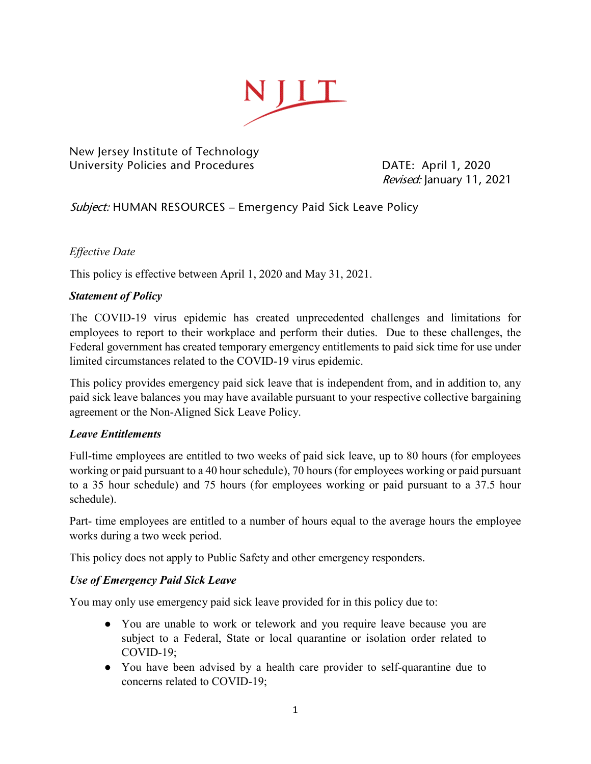NJIT

New Jersey Institute of Technology
University Policies and Procedures

DATE: April 1, 2020
*Revised:* January 11, 2021

*Subject:* HUMAN RESOURCES – Emergency Paid Sick Leave Policy

*Effective Date*

This policy is effective between April 1, 2020 and May 31, 2021.

***Statement of Policy***

The COVID-19 virus epidemic has created unprecedented challenges and limitations for employees to report to their workplace and perform their duties. Due to these challenges, the Federal government has created temporary emergency entitlements to paid sick time for use under limited circumstances related to the COVID-19 virus epidemic.

This policy provides emergency paid sick leave that is independent from, and in addition to, any paid sick leave balances you may have available pursuant to your respective collective bargaining agreement or the Non-Aligned Sick Leave Policy.

***Leave Entitlements***

Full-time employees are entitled to two weeks of paid sick leave, up to 80 hours (for employees working or paid pursuant to a 40 hour schedule), 70 hours (for employees working or paid pursuant to a 35 hour schedule) and 75 hours (for employees working or paid pursuant to a 37.5 hour schedule).

Part- time employees are entitled to a number of hours equal to the average hours the employee works during a two week period.

This policy does not apply to Public Safety and other emergency responders.

***Use of Emergency Paid Sick Leave***

You may only use emergency paid sick leave provided for in this policy due to:

- You are unable to work or telework and you require leave because you are subject to a Federal, State or local quarantine or isolation order related to COVID-19;
- You have been advised by a health care provider to self-quarantine due to concerns related to COVID-19;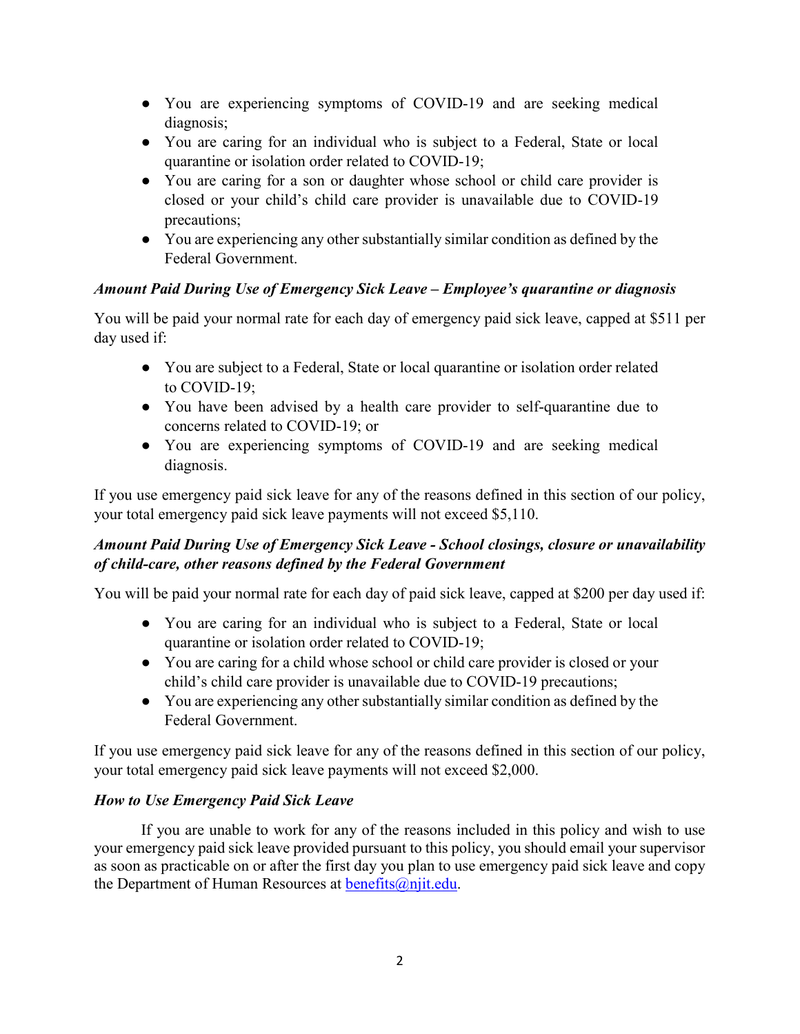- You are experiencing symptoms of COVID-19 and are seeking medical diagnosis;
- You are caring for an individual who is subject to a Federal, State or local quarantine or isolation order related to COVID-19;
- You are caring for a son or daughter whose school or child care provider is closed or your child's child care provider is unavailable due to COVID-19 precautions;
- You are experiencing any other substantially similar condition as defined by the Federal Government.

***Amount Paid During Use of Emergency Sick Leave – Employee's quarantine or diagnosis***

You will be paid your normal rate for each day of emergency paid sick leave, capped at $511 per day used if:

- You are subject to a Federal, State or local quarantine or isolation order related to COVID-19;
- You have been advised by a health care provider to self-quarantine due to concerns related to COVID-19; or
- You are experiencing symptoms of COVID-19 and are seeking medical diagnosis.

If you use emergency paid sick leave for any of the reasons defined in this section of our policy, your total emergency paid sick leave payments will not exceed $5,110.

***Amount Paid During Use of Emergency Sick Leave - School closings, closure or unavailability of child-care, other reasons defined by the Federal Government***

You will be paid your normal rate for each day of paid sick leave, capped at $200 per day used if:

- You are caring for an individual who is subject to a Federal, State or local quarantine or isolation order related to COVID-19;
- You are caring for a child whose school or child care provider is closed or your child's child care provider is unavailable due to COVID-19 precautions;
- You are experiencing any other substantially similar condition as defined by the Federal Government.

If you use emergency paid sick leave for any of the reasons defined in this section of our policy, your total emergency paid sick leave payments will not exceed $2,000.

***How to Use Emergency Paid Sick Leave***

If you are unable to work for any of the reasons included in this policy and wish to use your emergency paid sick leave provided pursuant to this policy, you should email your supervisor as soon as practicable on or after the first day you plan to use emergency paid sick leave and copy the Department of Human Resources at benefits@njit.edu.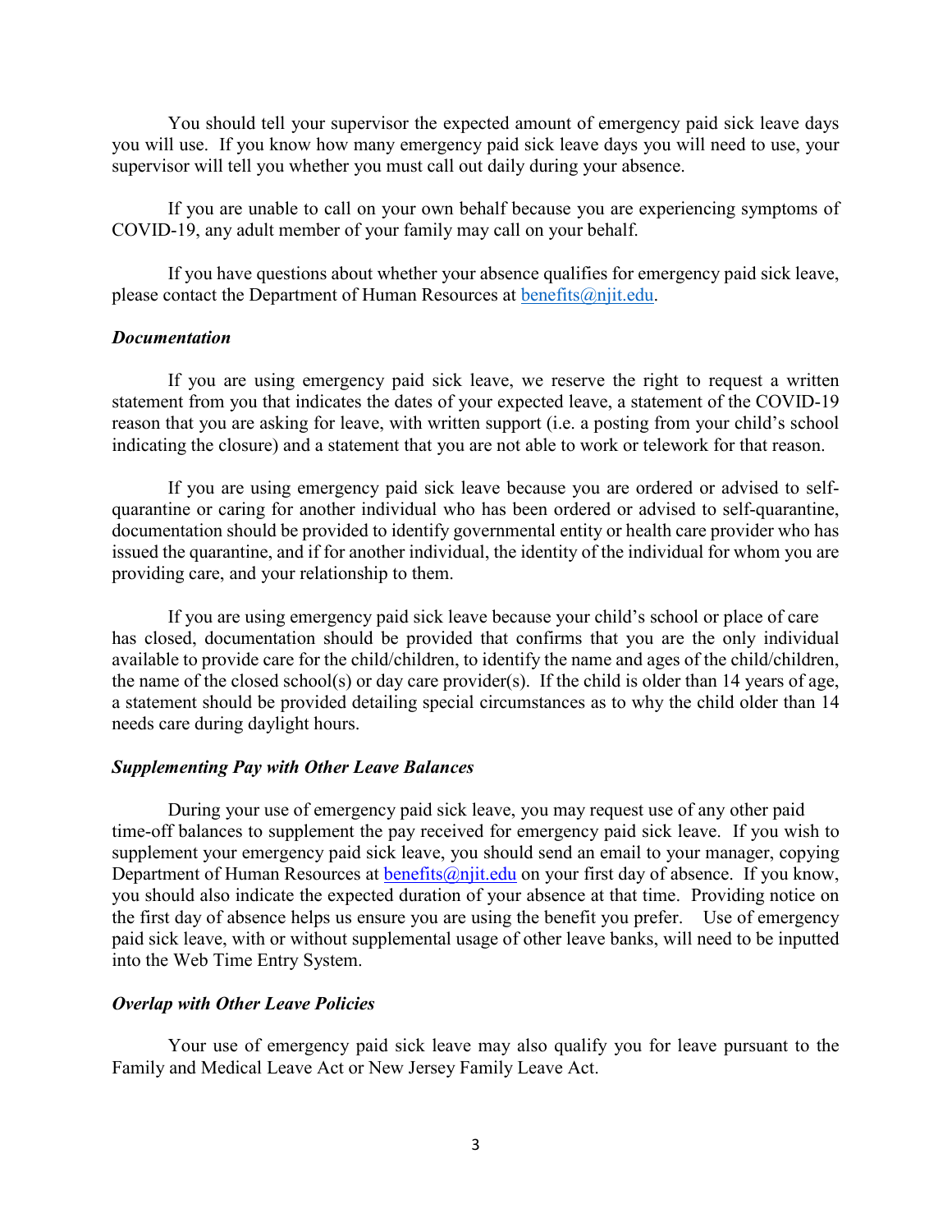You should tell your supervisor the expected amount of emergency paid sick leave days you will use. If you know how many emergency paid sick leave days you will need to use, your supervisor will tell you whether you must call out daily during your absence.

If you are unable to call on your own behalf because you are experiencing symptoms of COVID-19, any adult member of your family may call on your behalf.

If you have questions about whether your absence qualifies for emergency paid sick leave, please contact the Department of Human Resources at benefits@njit.edu.

***Documentation***

If you are using emergency paid sick leave, we reserve the right to request a written statement from you that indicates the dates of your expected leave, a statement of the COVID-19 reason that you are asking for leave, with written support (i.e. a posting from your child's school indicating the closure) and a statement that you are not able to work or telework for that reason.

If you are using emergency paid sick leave because you are ordered or advised to self-quarantine or caring for another individual who has been ordered or advised to self-quarantine, documentation should be provided to identify governmental entity or health care provider who has issued the quarantine, and if for another individual, the identity of the individual for whom you are providing care, and your relationship to them.

If you are using emergency paid sick leave because your child's school or place of care has closed, documentation should be provided that confirms that you are the only individual available to provide care for the child/children, to identify the name and ages of the child/children, the name of the closed school(s) or day care provider(s). If the child is older than 14 years of age, a statement should be provided detailing special circumstances as to why the child older than 14 needs care during daylight hours.

***Supplementing Pay with Other Leave Balances***

During your use of emergency paid sick leave, you may request use of any other paid time-off balances to supplement the pay received for emergency paid sick leave. If you wish to supplement your emergency paid sick leave, you should send an email to your manager, copying Department of Human Resources at benefits@njit.edu on your first day of absence. If you know, you should also indicate the expected duration of your absence at that time. Providing notice on the first day of absence helps us ensure you are using the benefit you prefer. Use of emergency paid sick leave, with or without supplemental usage of other leave banks, will need to be inputted into the Web Time Entry System.

***Overlap with Other Leave Policies***

Your use of emergency paid sick leave may also qualify you for leave pursuant to the Family and Medical Leave Act or New Jersey Family Leave Act.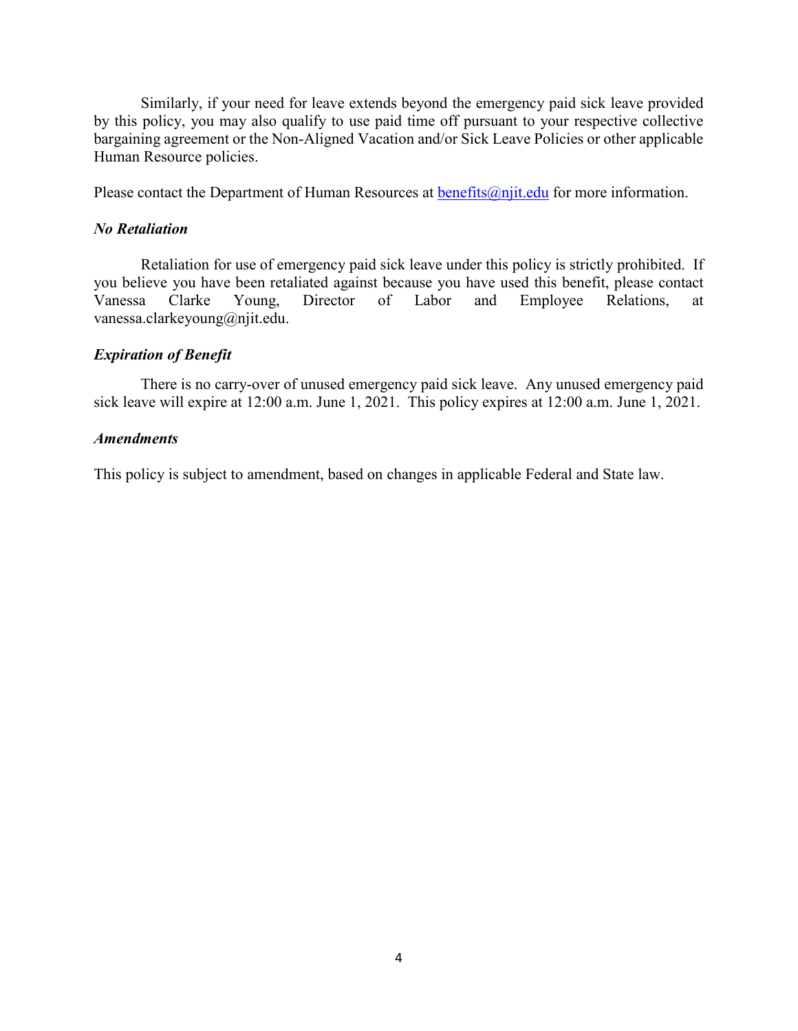Similarly, if your need for leave extends beyond the emergency paid sick leave provided by this policy, you may also qualify to use paid time off pursuant to your respective collective bargaining agreement or the Non-Aligned Vacation and/or Sick Leave Policies or other applicable Human Resource policies.

Please contact the Department of Human Resources at [benefits@njit.edu](mailto:benefits@njit.edu) for more information.

***No Retaliation***

Retaliation for use of emergency paid sick leave under this policy is strictly prohibited. If you believe you have been retaliated against because you have used this benefit, please contact Vanessa Clarke Young, Director of Labor and Employee Relations, at vanessa.clarkeyoung@njit.edu.

***Expiration of Benefit***

There is no carry-over of unused emergency paid sick leave. Any unused emergency paid sick leave will expire at 12:00 a.m. June 1, 2021. This policy expires at 12:00 a.m. June 1, 2021.

***Amendments***

This policy is subject to amendment, based on changes in applicable Federal and State law.